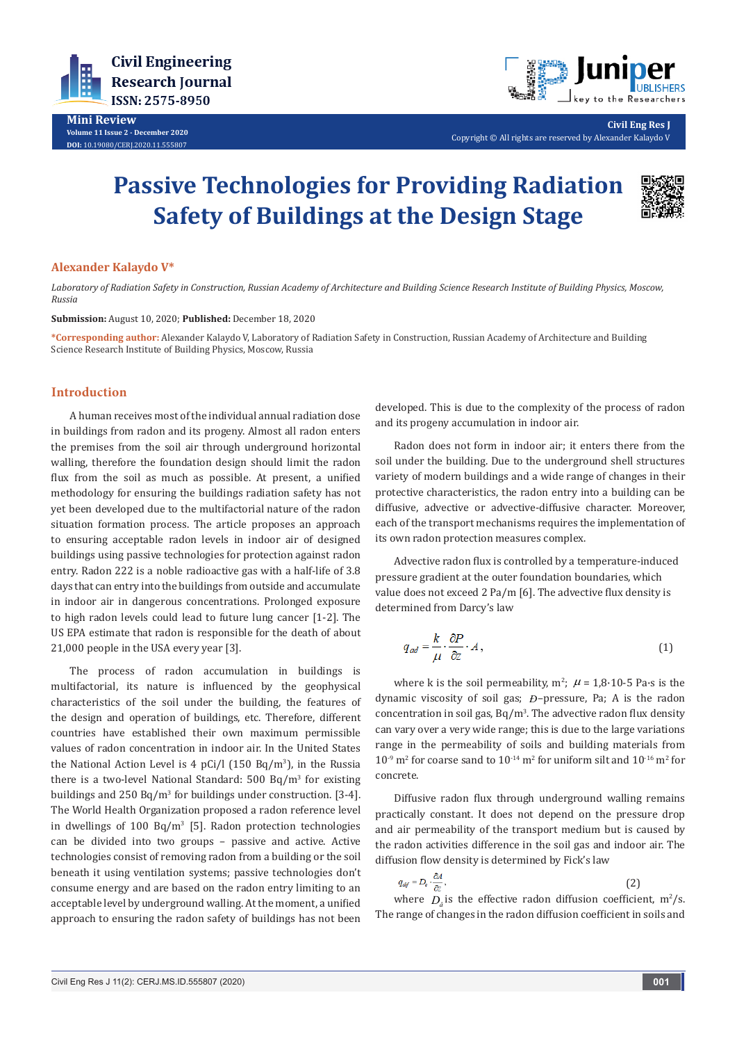Mini Review

Volume 11 Issue 2 - December 2020

DOI: 10.19080/CERJ.2020.11.555807

Copyright © All rights are reserved by Alexander Kalaydo V

# Passive Technologies for Providing Radiation Safety of Buildings at the Design Stage

**Alexander Kalaydo V***

*Laboratory of Radiation Safety in Construction, Russian Academy of Architecture and Building Science Research Institute of Building Physics, Moscow, Russia*

**Submission:** August 10, 2020; **Published:** December 18, 2020

***Corresponding author:** Alexander Kalaydo V, Laboratory of Radiation Safety in Construction, Russian Academy of Architecture and Building Science Research Institute of Building Physics, Moscow, Russia

## Introduction

A human receives most of the individual annual radiation dose in buildings from radon and its progeny. Almost all radon enters the premises from the soil air through underground horizontal walling, therefore the foundation design should limit the radon flux from the soil as much as possible. At present, a unified methodology for ensuring the buildings radiation safety has not yet been developed due to the multifactorial nature of the radon situation formation process. The article proposes an approach to ensuring acceptable radon levels in indoor air of designed buildings using passive technologies for protection against radon entry. Radon 222 is a noble radioactive gas with a half-life of 3.8 days that can entry into the buildings from outside and accumulate in indoor air in dangerous concentrations. Prolonged exposure to high radon levels could lead to future lung cancer [1-2]. The US EPA estimate that radon is responsible for the death of about 21,000 people in the USA every year [3].

The process of radon accumulation in buildings is multifactorial, its nature is influenced by the geophysical characteristics of the soil under the building, the features of the design and operation of buildings, etc. Therefore, different countries have established their own maximum permissible values of radon concentration in indoor air. In the United States the National Action Level is 4 pCi/l (150 Bq/m$^3$), in the Russia there is a two-level National Standard: 500 Bq/m$^3$ for existing buildings and 250 Bq/m$^3$ for buildings under construction. [3-4]. The World Health Organization proposed a radon reference level in dwellings of 100 Bq/m$^3$ [5]. Radon protection technologies can be divided into two groups – passive and active. Active technologies consist of removing radon from a building or the soil beneath it using ventilation systems; passive technologies don't consume energy and are based on the radon entry limiting to an acceptable level by underground walling. At the moment, a unified approach to ensuring the radon safety of buildings has not been developed. This is due to the complexity of the process of radon and its progeny accumulation in indoor air.

Radon does not form in indoor air; it enters there from the soil under the building. Due to the underground shell structures variety of modern buildings and a wide range of changes in their protective characteristics, the radon entry into a building can be diffusive, advective or advective-diffusive character. Moreover, each of the transport mechanisms requires the implementation of its own radon protection measures complex.

Advective radon flux is controlled by a temperature-induced pressure gradient at the outer foundation boundaries, which value does not exceed 2 Pa/m [6]. The advective flux density is determined from Darcy's law

$$q_{ad} = \frac{k}{\mu} \cdot \frac{\partial P}{\partial z} \cdot A, \qquad (1)$$

where k is the soil permeability, m$^2$; $\mu$ = 1,8·10-5 Pa·s is the dynamic viscosity of soil gas; $P$–pressure, Pa; A is the radon concentration in soil gas, Bq/m$^3$. The advective radon flux density can vary over a very wide range; this is due to the large variations range in the permeability of soils and building materials from $10^{-9}$ m$^2$ for coarse sand to $10^{-14}$ m$^2$ for uniform silt and $10^{-16}$ m$^2$ for concrete.

Diffusive radon flux through underground walling remains practically constant. It does not depend on the pressure drop and air permeability of the transport medium but is caused by the radon activities difference in the soil gas and indoor air. The diffusion flow density is determined by Fick's law

$$q_{dif} = D_e \cdot \frac{\partial A}{\partial z}, \qquad (2)$$

where $D_e$ is the effective radon diffusion coefficient, m$^2$/s. The range of changes in the radon diffusion coefficient in soils and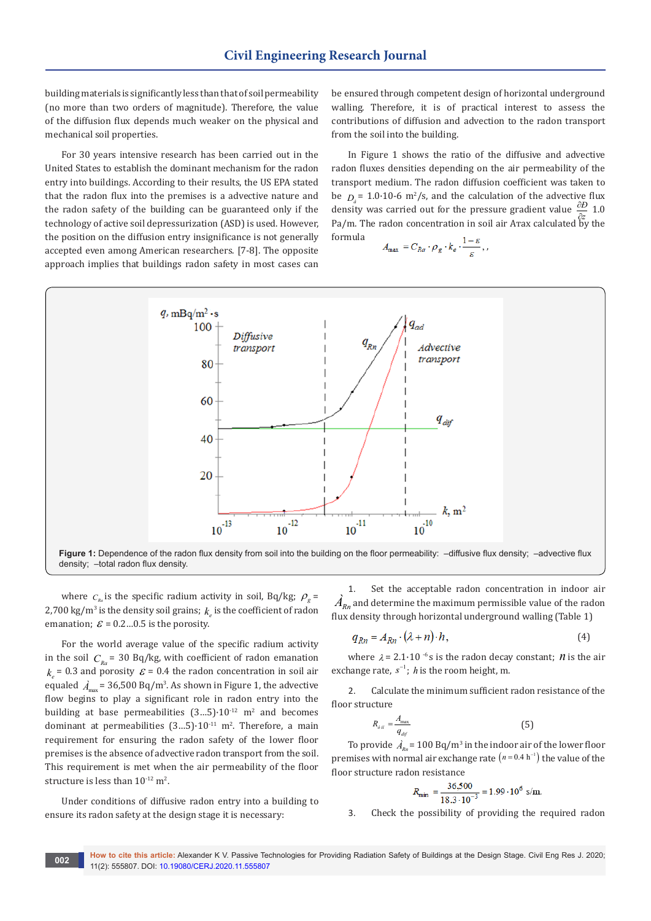building materials is significantly less than that of soil permeability (no more than two orders of magnitude). Therefore, the value of the diffusion flux depends much weaker on the physical and mechanical soil properties.

For 30 years intensive research has been carried out in the United States to establish the dominant mechanism for the radon entry into buildings. According to their results, the US EPA stated that the radon flux into the premises is a advective nature and the radon safety of the building can be guaranteed only if the technology of active soil depressurization (ASD) is used. However, the position on the diffusion entry insignificance is not generally accepted even among American researchers. [7-8]. The opposite approach implies that buildings radon safety in most cases can be ensured through competent design of horizontal underground walling. Therefore, it is of practical interest to assess the contributions of diffusion and advection to the radon transport from the soil into the building.

In Figure 1 shows the ratio of the diffusive and advective radon fluxes densities depending on the air permeability of the transport medium. The radon diffusion coefficient was taken to be $D_d$ = 1.0·10-6 m²/s, and the calculation of the advective flux density was carried out for the pressure gradient value $\frac{\partial D}{\partial z}$ 1.0 Pa/m. The radon concentration in soil air Amax calculated by the formula

$$A_{\max} = C_{Ra} \cdot \rho_g \cdot k_e \cdot \frac{1-\varepsilon}{\varepsilon},,$$

**Figure 1:** Dependence of the radon flux density from soil into the building on the floor permeability: –diffusive flux density; –advective flux density; –total radon flux density.

where $C_{Ra}$ is the specific radium activity in soil, Bq/kg; $\rho_g$ = 2,700 kg/m³ is the density soil grains; $k_e$ is the coefficient of radon emanation; $\varepsilon$ = 0.2...0.5 is the porosity.

For the world average value of the specific radium activity in the soil $C_{Ra}$ = 30 Bq/kg, with coefficient of radon emanation $k_e$ = 0.3 and porosity $\varepsilon$ = 0.4 the radon concentration in soil air equaled $A_{\max}$ = 36,500 Bq/m³. As shown in Figure 1, the advective flow begins to play a significant role in radon entry into the building at base permeabilities (3...5)·10⁻¹² m² and becomes dominant at permeabilities (3...5)·10⁻¹¹ m². Therefore, a main requirement for ensuring the radon safety of the lower floor premises is the absence of advective radon transport from the soil. This requirement is met when the air permeability of the floor structure is less than 10⁻¹² m².

Under conditions of diffusive radon entry into a building to ensure its radon safety at the design stage it is necessary:

1. Set the acceptable radon concentration in indoor air $A_{Rn}$ and determine the maximum permissible value of the radon flux density through horizontal underground walling (Table 1)

$$q_{Rn} = A_{Rn} \cdot (\lambda + n) \cdot h, \tag{4}$$

where $\lambda$ = 2.1·10⁻⁶ s is the radon decay constant; $n$ is the air exchange rate, $s^{-1}$; $h$ is the room height, m.

2. Calculate the minimum sufficient radon resistance of the floor structure

$$R_{dif} = \frac{A_{\max}}{q_{dif}} \tag{5}$$

To provide $A_{Rn}$ = 100 Bq/m³ in the indoor air of the lower floor premises with normal air exchange rate $(n = 0.4\ \text{h}^{-1})$ the value of the floor structure radon resistance

$$R_{\min} = \frac{36.500}{18.3 \cdot 10^{-3}} = 1.99 \cdot 10^{6}\ \text{s/m}.$$

3. Check the possibility of providing the required radon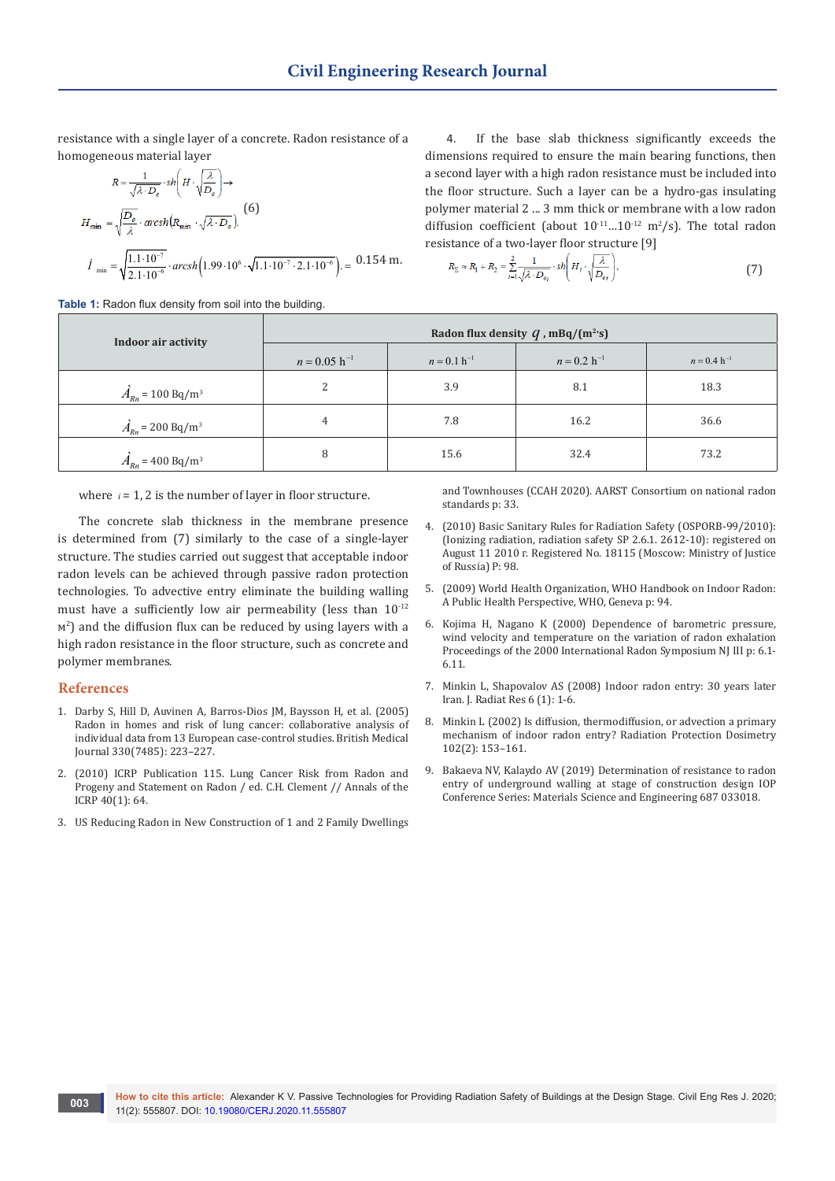resistance with a single layer of a concrete. Radon resistance of a homogeneous material layer

$$R = \frac{1}{\sqrt{\lambda \cdot D_e}} \cdot sh\left(H \cdot \sqrt{\frac{\lambda}{D_e}}\right) \rightarrow$$

$$H_{\min} = \sqrt{\frac{D_e}{\lambda}} \cdot arcsh\left(R_{\min} \cdot \sqrt{\lambda \cdot D_e}\right). \quad (6)$$

$$Í_{\min} = \sqrt{\frac{1.1 \cdot 10^{-7}}{2.1 \cdot 10^{-6}}} \cdot arcsh\left(1.99 \cdot 10^{6} \cdot \sqrt{1.1 \cdot 10^{-7} \cdot 2.1 \cdot 10^{-6}}\right) = 0.154 \text{ m.}$$

4. If the base slab thickness significantly exceeds the dimensions required to ensure the main bearing functions, then a second layer with a high radon resistance must be included into the floor structure. Such a layer can be a hydro-gas insulating polymer material 2 ... 3 mm thick or membrane with a low radon diffusion coefficient (about $10^{-11}$...$10^{-12}$ m$^2$/s). The total radon resistance of a two-layer floor structure [9]

$$R_\Sigma \approx R_1 + R_2 = \sum_{i=1}^{2} \frac{1}{\sqrt{\lambda \cdot D_{e_i}}} \cdot sh\left(H_i \cdot \sqrt{\frac{\lambda}{D_{e_i}}}\right), \quad (7)$$

**Table 1:** Radon flux density from soil into the building.

| Indoor air activity | Radon flux density $q$, mBq/(m$^2$·s) | | | |
|---|---|---|---|---|
| | $n = 0.05$ h$^{-1}$ | $n = 0.1$ h$^{-1}$ | $n = 0.2$ h$^{-1}$ | $n = 0.4$ h$^{-1}$ |
| $\grave{A}_{Rn}$ = 100 Bq/m$^3$ | 2 | 3.9 | 8.1 | 18.3 |
| $\grave{A}_{Rn}$ = 200 Bq/m$^3$ | 4 | 7.8 | 16.2 | 36.6 |
| $\grave{A}_{Rn}$ = 400 Bq/m$^3$ | 8 | 15.6 | 32.4 | 73.2 |

where $i = 1, 2$ is the number of layer in floor structure.

The concrete slab thickness in the membrane presence is determined from (7) similarly to the case of a single-layer structure. The studies carried out suggest that acceptable indoor radon levels can be achieved through passive radon protection technologies. To advective entry eliminate the building walling must have a sufficiently low air permeability (less than $10^{-12}$ м$^2$) and the diffusion flux can be reduced by using layers with a high radon resistance in the floor structure, such as concrete and polymer membranes.

## References

1. Darby S, Hill D, Auvinen A, Barros-Dios JM, Baysson H, et al. (2005) Radon in homes and risk of lung cancer: collaborative analysis of individual data from 13 European case-control studies. British Medical Journal 330(7485): 223–227.
2. (2010) ICRP Publication 115. Lung Cancer Risk from Radon and Progeny and Statement on Radon / ed. C.H. Clement // Annals of the ICRP 40(1): 64.
3. US Reducing Radon in New Construction of 1 and 2 Family Dwellings and Townhouses (CCAH 2020). AARST Consortium on national radon standards p: 33.
4. (2010) Basic Sanitary Rules for Radiation Safety (OSPORB-99/2010): (Ionizing radiation, radiation safety SP 2.6.1. 2612-10): registered on August 11 2010 г. Registered No. 18115 (Moscow: Ministry of Justice of Russia) P: 98.
5. (2009) World Health Organization, WHO Handbook on Indoor Radon: A Public Health Perspective, WHO, Geneva p: 94.
6. Kojima H, Nagano K (2000) Dependence of barometric pressure, wind velocity and temperature on the variation of radon exhalation Proceedings of the 2000 International Radon Symposium NJ III p: 6.1-6.11.
7. Minkin L, Shapovalov AS (2008) Indoor radon entry: 30 years later Iran. J. Radiat Res 6 (1): 1-6.
8. Minkin L (2002) Is diffusion, thermodiffusion, or advection a primary mechanism of indoor radon entry? Radiation Protection Dosimetry 102(2): 153–161.
9. Bakaeva NV, Kalaydo AV (2019) Determination of resistance to radon entry of underground walling at stage of construction design IOP Conference Series: Materials Science and Engineering 687 033018.

**How to cite this article:** Alexander K V. Passive Technologies for Providing Radiation Safety of Buildings at the Design Stage. Civil Eng Res J. 2020; 11(2): 555807. DOI: 10.19080/CERJ.2020.11.555807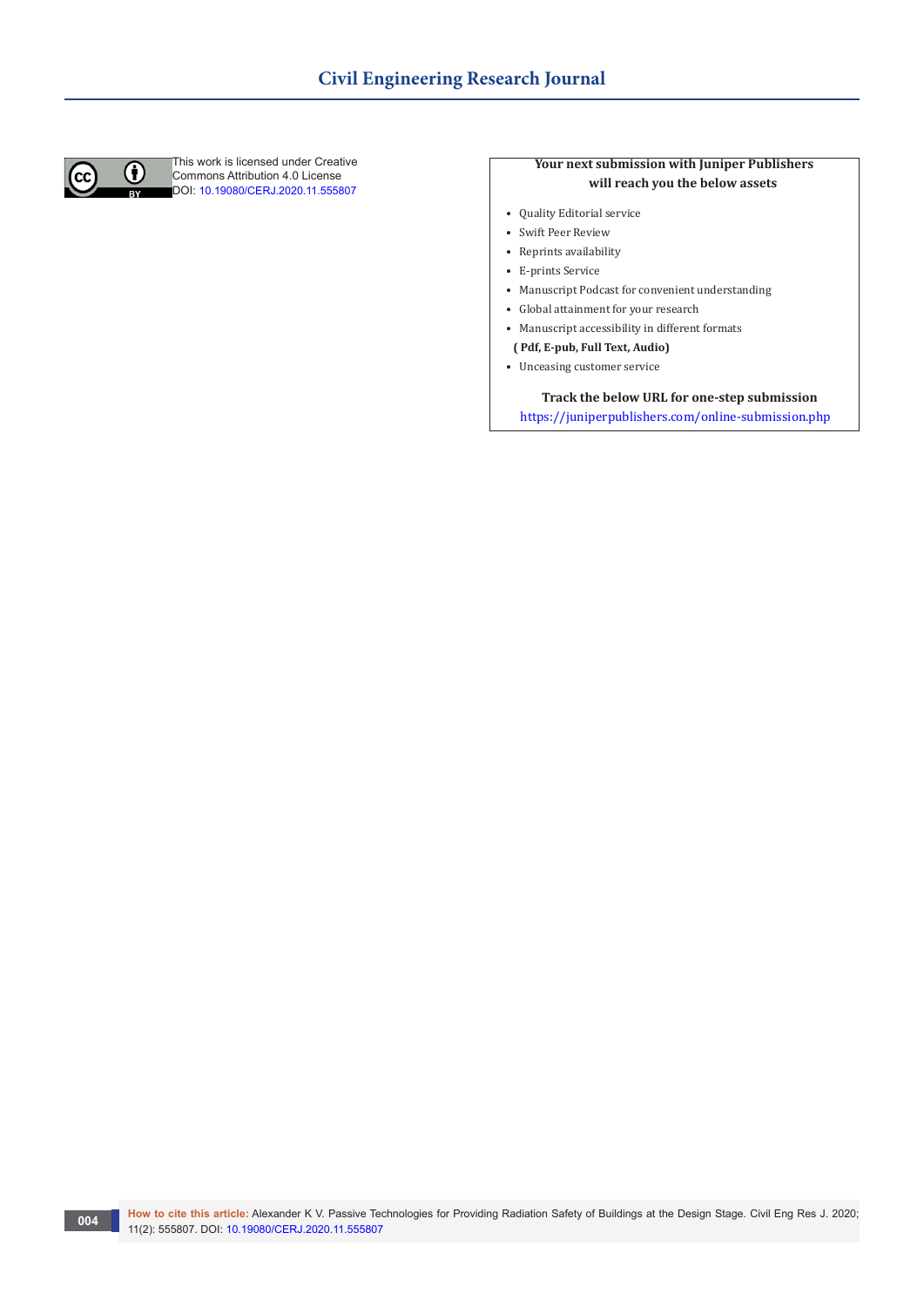This work is licensed under Creative Commons Attribution 4.0 License
DOI: 10.19080/CERJ.2020.11.555807

**Your next submission with Juniper Publishers will reach you the below assets**

- Quality Editorial service
- Swift Peer Review
- Reprints availability
- E-prints Service
- Manuscript Podcast for convenient understanding
- Global attainment for your research
- Manuscript accessibility in different formats

**( Pdf, E-pub, Full Text, Audio)**

- Unceasing customer service

**Track the below URL for one-step submission**

https://juniperpublishers.com/online-submission.php

**How to cite this article:** Alexander K V. Passive Technologies for Providing Radiation Safety of Buildings at the Design Stage. Civil Eng Res J. 2020; 11(2): 555807. DOI: 10.19080/CERJ.2020.11.555807